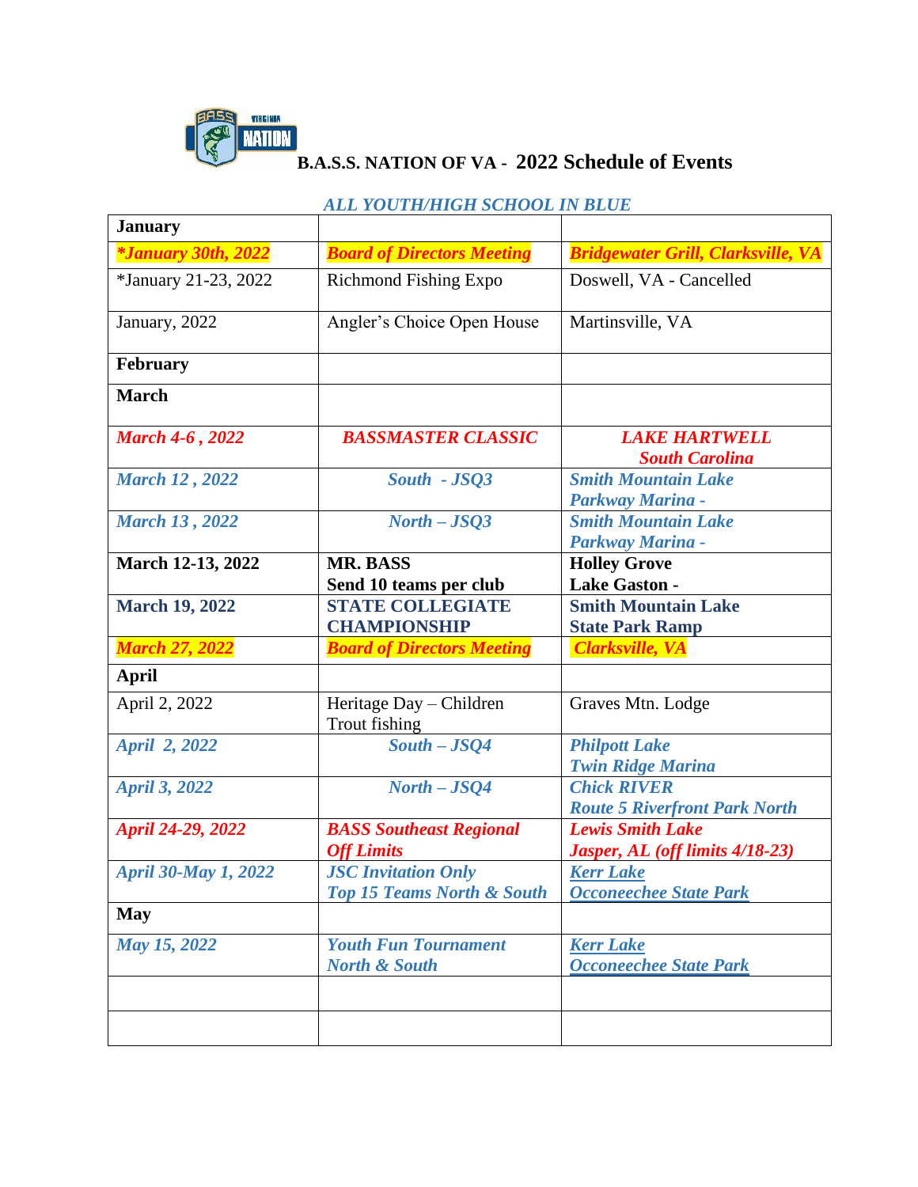# B.A.S.S. NATION OF VA - 2022 Schedule of Events

*ALL YOUTH/HIGH SCHOOL IN BLUE*

| January | | |
|---|---|---|
| ***January 30th, 2022** | ***Board of Directors Meeting*** | ***Bridgewater Grill, Clarksville, VA*** |
| *January 21-23, 2022 | Richmond Fishing Expo | Doswell, VA - Cancelled |
| January, 2022 | Angler's Choice Open House | Martinsville, VA |
| **February** | | |
| **March** | | |
| ***March 4-6 , 2022*** | ***BASSMASTER CLASSIC*** | ***LAKE HARTWELL South Carolina*** |
| ***March 12 , 2022*** | ***South - JSQ3*** | ***Smith Mountain Lake Parkway Marina -*** |
| ***March 13 , 2022*** | ***North – JSQ3*** | ***Smith Mountain Lake Parkway Marina -*** |
| **March 12-13, 2022** | **MR. BASS Send 10 teams per club** | **Holley Grove Lake Gaston -** |
| **March 19, 2022** | **STATE COLLEGIATE CHAMPIONSHIP** | **Smith Mountain Lake State Park Ramp** |
| ***March 27, 2022*** | ***Board of Directors Meeting*** | ***Clarksville, VA*** |
| **April** | | |
| April 2, 2022 | Heritage Day – Children Trout fishing | Graves Mtn. Lodge |
| ***April 2, 2022*** | ***South – JSQ4*** | ***Philpott Lake Twin Ridge Marina*** |
| ***April 3, 2022*** | ***North – JSQ4*** | ***Chick RIVER Route 5 Riverfront Park North*** |
| ***April 24-29, 2022*** | ***BASS Southeast Regional Off Limits*** | ***Lewis Smith Lake Jasper, AL (off limits 4/18-23)*** |
| ***April 30-May 1, 2022*** | ***JSC Invitation Only Top 15 Teams North & South*** | ***Kerr Lake Occoneechee State Park*** |
| **May** | | |
| ***May 15, 2022*** | ***Youth Fun Tournament North & South*** | ***Kerr Lake Occoneechee State Park*** |
| | | |
| | | |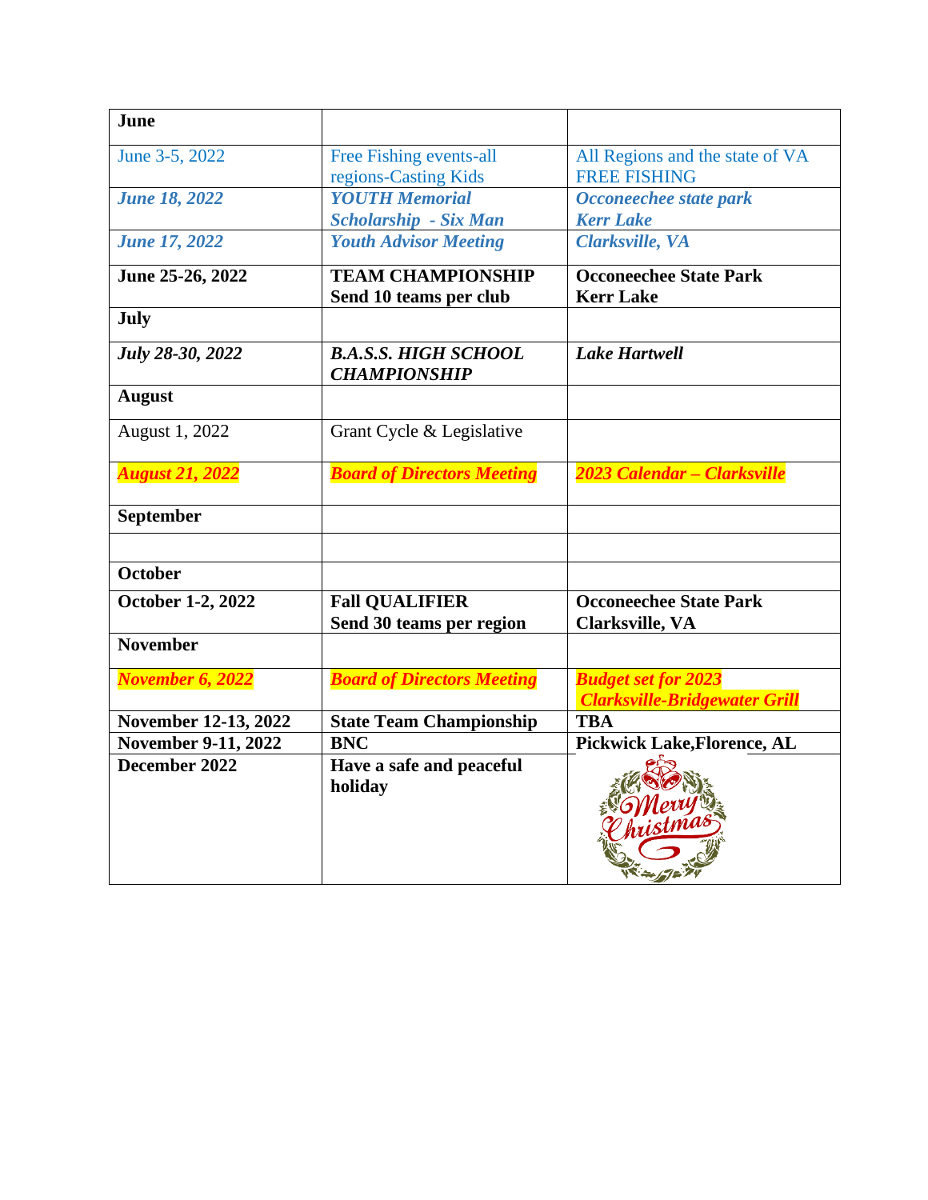| | | |
|---|---|---|
| **June** | | |
| June 3-5, 2022 | Free Fishing events-all regions-Casting Kids | All Regions and the state of VA FREE FISHING |
| ***June 18, 2022*** | ***YOUTH Memorial Scholarship - Six Man*** | ***Occoneechee state park Kerr Lake*** |
| ***June 17, 2022*** | ***Youth Advisor Meeting*** | ***Clarksville, VA*** |
| **June 25-26, 2022** | **TEAM CHAMPIONSHIP Send 10 teams per club** | **Occoneechee State Park Kerr Lake** |
| **July** | | |
| ***July 28-30, 2022*** | ***B.A.S.S. HIGH SCHOOL CHAMPIONSHIP*** | ***Lake Hartwell*** |
| **August** | | |
| August 1, 2022 | Grant Cycle & Legislative | |
| ***August 21, 2022*** | ***Board of Directors Meeting*** | ***2023 Calendar – Clarksville*** |
| **September** | | |
| | | |
| **October** | | |
| **October 1-2, 2022** | **Fall QUALIFIER Send 30 teams per region** | **Occoneechee State Park Clarksville, VA** |
| **November** | | |
| ***November 6, 2022*** | ***Board of Directors Meeting*** | ***Budget set for 2023 Clarksville-Bridgewater Grill*** |
| **November 12-13, 2022** | **State Team Championship** | **TBA** |
| **November 9-11, 2022** | **BNC** | **Pickwick Lake,Florence, AL** |
| **December 2022** | **Have a safe and peaceful holiday** | Merry Christmas |